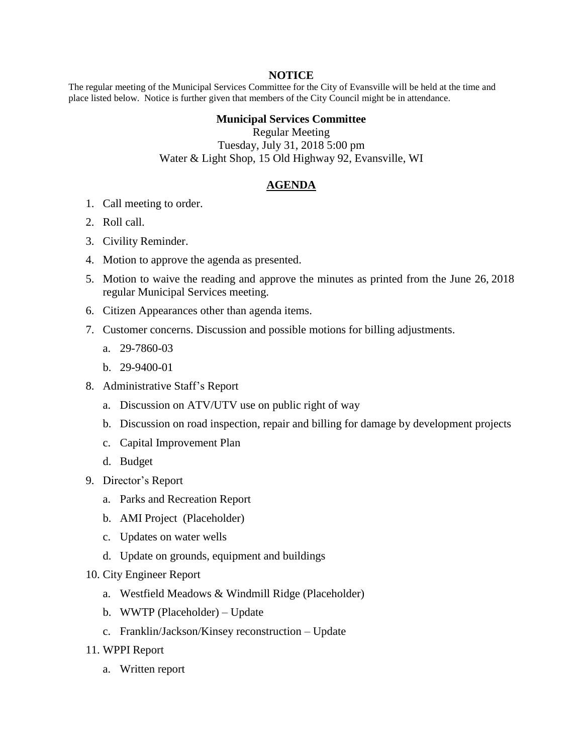**NOTICE**

The regular meeting of the Municipal Services Committee for the City of Evansville will be held at the time and place listed below. Notice is further given that members of the City Council might be in attendance.

**Municipal Services Committee**

Regular Meeting

Tuesday, July 31, 2018 5:00 pm

Water & Light Shop, 15 Old Highway 92, Evansville, WI

**AGENDA**

1. Call meeting to order.
2. Roll call.
3. Civility Reminder.
4. Motion to approve the agenda as presented.
5. Motion to waive the reading and approve the minutes as printed from the June 26, 2018 regular Municipal Services meeting.
6. Citizen Appearances other than agenda items.
7. Customer concerns. Discussion and possible motions for billing adjustments.
   a. 29-7860-03
   b. 29-9400-01
8. Administrative Staff's Report
   a. Discussion on ATV/UTV use on public right of way
   b. Discussion on road inspection, repair and billing for damage by development projects
   c. Capital Improvement Plan
   d. Budget
9. Director's Report
   a. Parks and Recreation Report
   b. AMI Project (Placeholder)
   c. Updates on water wells
   d. Update on grounds, equipment and buildings
10. City Engineer Report
    a. Westfield Meadows & Windmill Ridge (Placeholder)
    b. WWTP (Placeholder) – Update
    c. Franklin/Jackson/Kinsey reconstruction – Update
11. WPPI Report
    a. Written report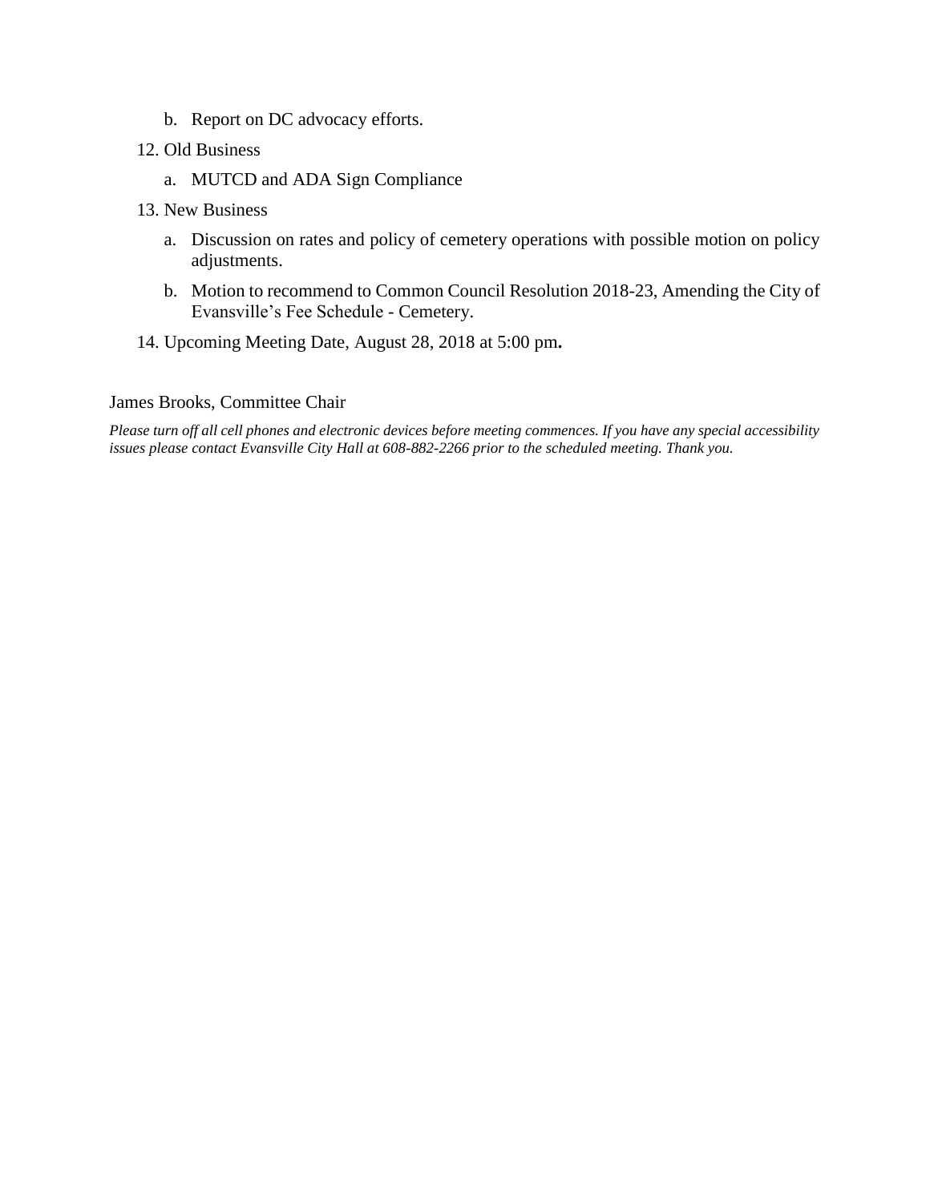b. Report on DC advocacy efforts.

12. Old Business

    a. MUTCD and ADA Sign Compliance

13. New Business

    a. Discussion on rates and policy of cemetery operations with possible motion on policy adjustments.

    b. Motion to recommend to Common Council Resolution 2018-23, Amending the City of Evansville's Fee Schedule - Cemetery.

14. Upcoming Meeting Date, August 28, 2018 at 5:00 pm**.**

James Brooks, Committee Chair

*Please turn off all cell phones and electronic devices before meeting commences. If you have any special accessibility issues please contact Evansville City Hall at 608-882-2266 prior to the scheduled meeting. Thank you.*